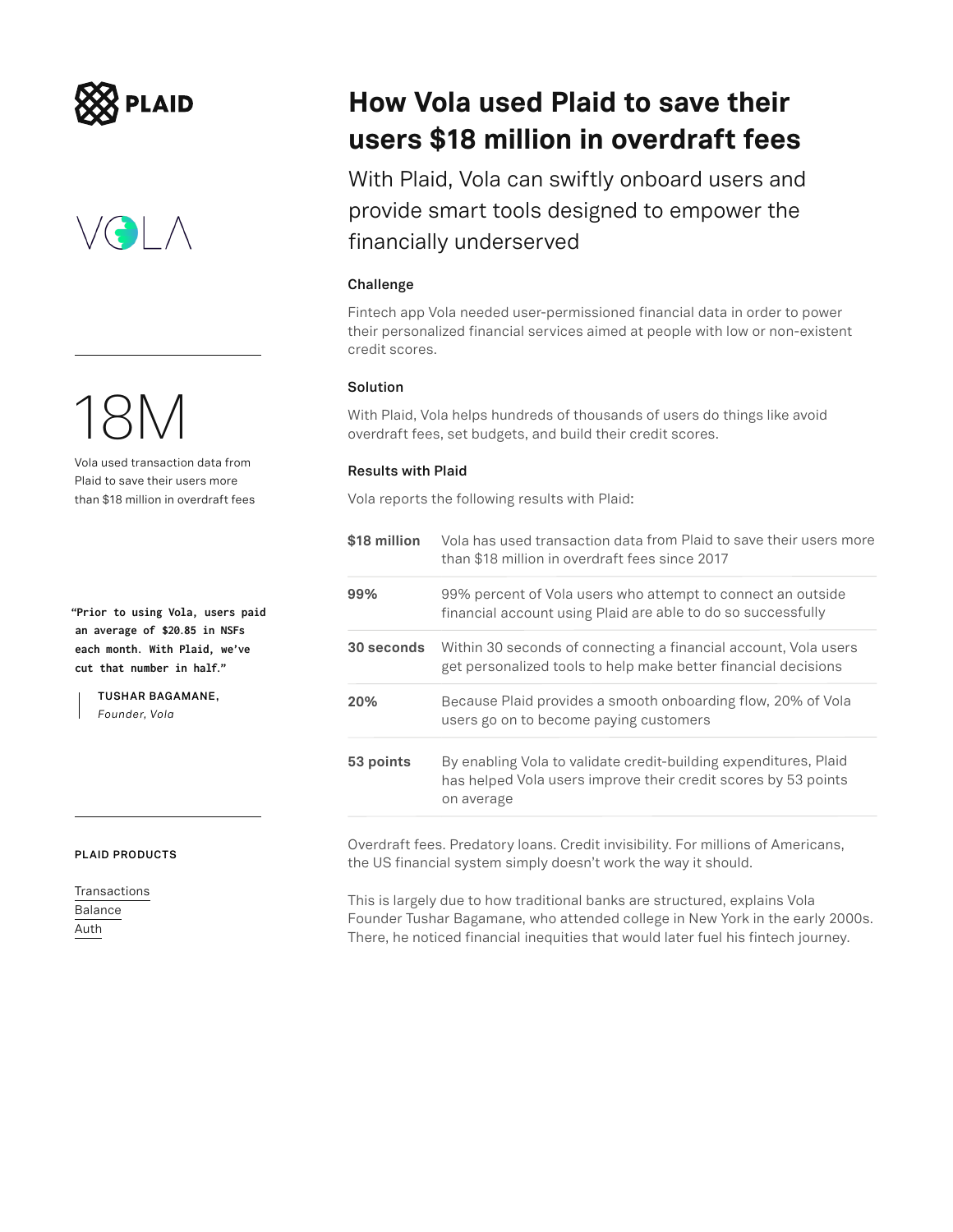PLAID

VOLA

# How Vola used Plaid to save their users $18 million in overdraft fees

With Plaid, Vola can swiftly onboard users and provide smart tools designed to empower the financially underserved

**18M**

Vola used transaction data from Plaid to save their users more than $18 million in overdraft fees

> **"Prior to using Vola, users paid an average of $20.85 in NSFs each month. With Plaid, we've cut that number in half."**
>
> TUSHAR BAGAMANE, *Founder, Vola*

**PLAID PRODUCTS**

Transactions
Balance
Auth

### Challenge

Fintech app Vola needed user-permissioned financial data in order to power their personalized financial services aimed at people with low or non-existent credit scores.

### Solution

With Plaid, Vola helps hundreds of thousands of users do things like avoid overdraft fees, set budgets, and build their credit scores.

### Results with Plaid

Vola reports the following results with Plaid:

| | |
|---|---|
| **$18 million** | Vola has used transaction data from Plaid to save their users more than $18 million in overdraft fees since 2017 |
| **99%** | 99% percent of Vola users who attempt to connect an outside financial account using Plaid are able to do so successfully |
| **30 seconds** | Within 30 seconds of connecting a financial account, Vola users get personalized tools to help make better financial decisions |
| **20%** | Because Plaid provides a smooth onboarding flow, 20% of Vola users go on to become paying customers |
| **53 points** | By enabling Vola to validate credit-building expenditures, Plaid has helped Vola users improve their credit scores by 53 points on average |

Overdraft fees. Predatory loans. Credit invisibility. For millions of Americans, the US financial system simply doesn't work the way it should.

This is largely due to how traditional banks are structured, explains Vola Founder Tushar Bagamane, who attended college in New York in the early 2000s. There, he noticed financial inequities that would later fuel his fintech journey.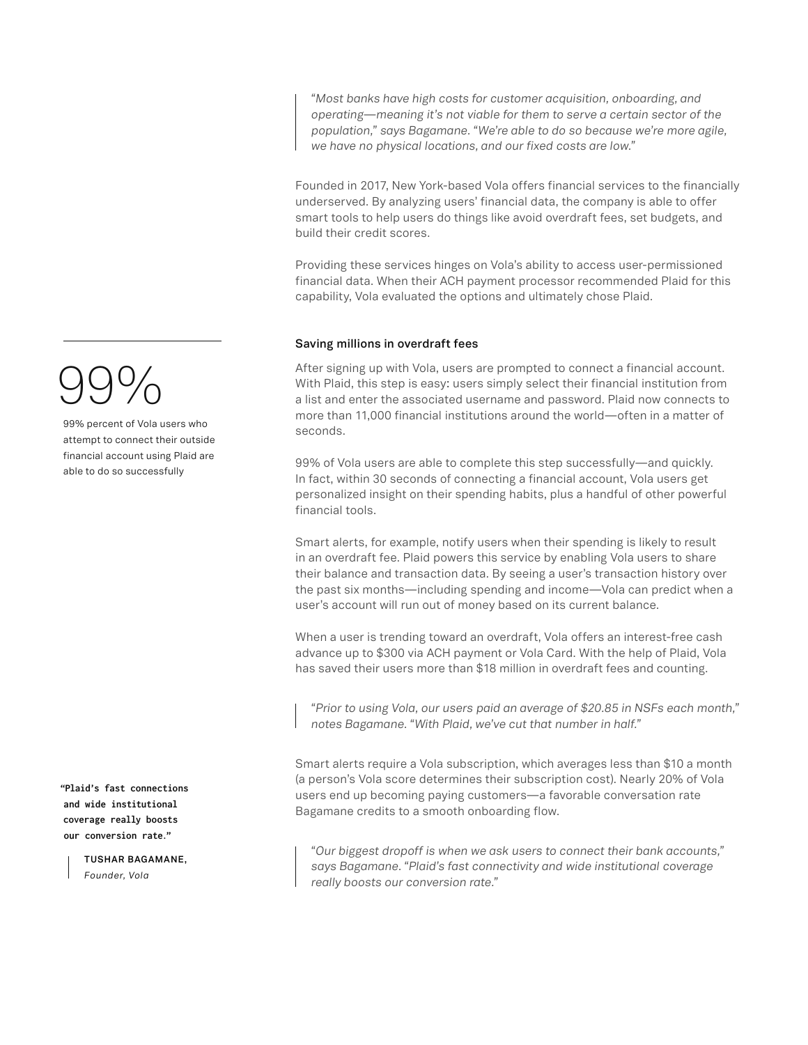> *"Most banks have high costs for customer acquisition, onboarding, and operating—meaning it's not viable for them to serve a certain sector of the population," says Bagamane. "We're able to do so because we're more agile, we have no physical locations, and our fixed costs are low."*

Founded in 2017, New York-based Vola offers financial services to the financially underserved. By analyzing users' financial data, the company is able to offer smart tools to help users do things like avoid overdraft fees, set budgets, and build their credit scores.

Providing these services hinges on Vola's ability to access user-permissioned financial data. When their ACH payment processor recommended Plaid for this capability, Vola evaluated the options and ultimately chose Plaid.

**99%**

99% percent of Vola users who attempt to connect their outside financial account using Plaid are able to do so successfully

### Saving millions in overdraft fees

After signing up with Vola, users are prompted to connect a financial account. With Plaid, this step is easy: users simply select their financial institution from a list and enter the associated username and password. Plaid now connects to more than 11,000 financial institutions around the world—often in a matter of seconds.

99% of Vola users are able to complete this step successfully—and quickly. In fact, within 30 seconds of connecting a financial account, Vola users get personalized insight on their spending habits, plus a handful of other powerful financial tools.

Smart alerts, for example, notify users when their spending is likely to result in an overdraft fee. Plaid powers this service by enabling Vola users to share their balance and transaction data. By seeing a user's transaction history over the past six months—including spending and income—Vola can predict when a user's account will run out of money based on its current balance.

When a user is trending toward an overdraft, Vola offers an interest-free cash advance up to $300 via ACH payment or Vola Card. With the help of Plaid, Vola has saved their users more than $18 million in overdraft fees and counting.

> *"Prior to using Vola, our users paid an average of $20.85 in NSFs each month," notes Bagamane. "With Plaid, we've cut that number in half."*

Smart alerts require a Vola subscription, which averages less than $10 a month (a person's Vola score determines their subscription cost). Nearly 20% of Vola users end up becoming paying customers—a favorable conversation rate Bagamane credits to a smooth onboarding flow.

**"Plaid's fast connections and wide institutional coverage really boosts our conversion rate."**

TUSHAR BAGAMANE,
*Founder, Vola*

> *"Our biggest dropoff is when we ask users to connect their bank accounts," says Bagamane. "Plaid's fast connectivity and wide institutional coverage really boosts our conversion rate."*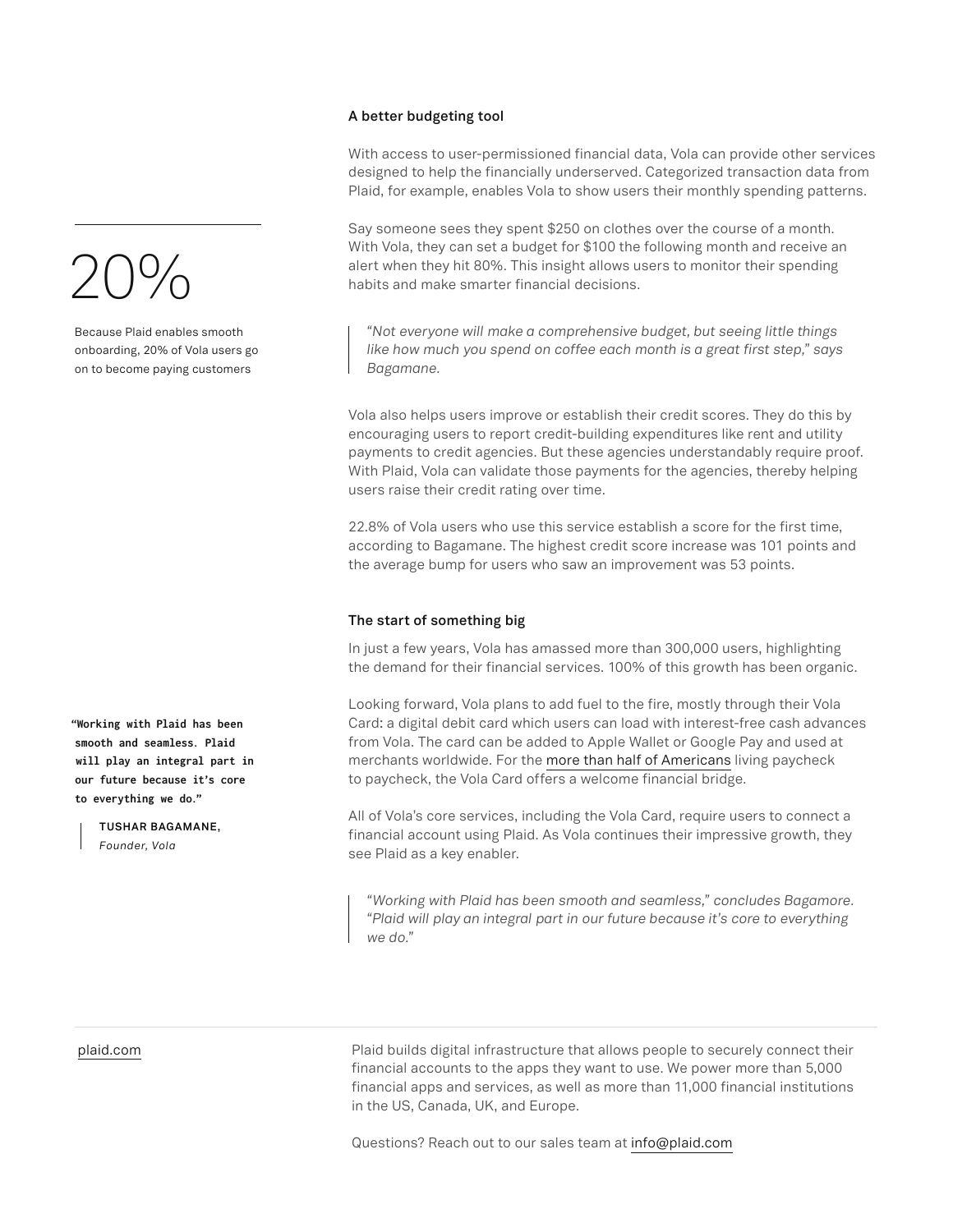20%

Because Plaid enables smooth onboarding, 20% of Vola users go on to become paying customers

### A better budgeting tool

With access to user-permissioned financial data, Vola can provide other services designed to help the financially underserved. Categorized transaction data from Plaid, for example, enables Vola to show users their monthly spending patterns.

Say someone sees they spent $250 on clothes over the course of a month. With Vola, they can set a budget for $100 the following month and receive an alert when they hit 80%. This insight allows users to monitor their spending habits and make smarter financial decisions.

> *"Not everyone will make a comprehensive budget, but seeing little things like how much you spend on coffee each month is a great first step," says Bagamane.*

Vola also helps users improve or establish their credit scores. They do this by encouraging users to report credit-building expenditures like rent and utility payments to credit agencies. But these agencies understandably require proof. With Plaid, Vola can validate those payments for the agencies, thereby helping users raise their credit rating over time.

22.8% of Vola users who use this service establish a score for the first time, according to Bagamane. The highest credit score increase was 101 points and the average bump for users who saw an improvement was 53 points.

### The start of something big

In just a few years, Vola has amassed more than 300,000 users, highlighting the demand for their financial services. 100% of this growth has been organic.

Looking forward, Vola plans to add fuel to the fire, mostly through their Vola Card: a digital debit card which users can load with interest-free cash advances from Vola. The card can be added to Apple Wallet or Google Pay and used at merchants worldwide. For the more than half of Americans living paycheck to paycheck, the Vola Card offers a welcome financial bridge.

All of Vola's core services, including the Vola Card, require users to connect a financial account using Plaid. As Vola continues their impressive growth, they see Plaid as a key enabler.

> *"Working with Plaid has been smooth and seamless," concludes Bagamore. "Plaid will play an integral part in our future because it's core to everything we do."*

**"Working with Plaid has been smooth and seamless. Plaid will play an integral part in our future because it's core to everything we do."**

**TUSHAR BAGAMANE,**
*Founder, Vola*

---

plaid.com

Plaid builds digital infrastructure that allows people to securely connect their financial accounts to the apps they want to use. We power more than 5,000 financial apps and services, as well as more than 11,000 financial institutions in the US, Canada, UK, and Europe.

Questions? Reach out to our sales team at info@plaid.com